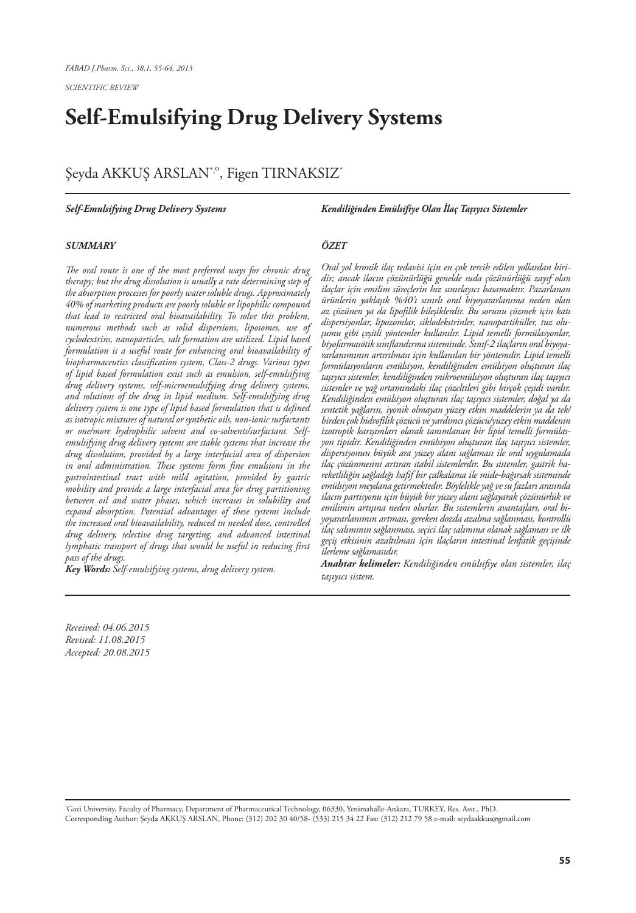SCIENTIFIC REVIEW

# Self-Emulsifying Drug Delivery Systems

Şeyda AKKUŞ ARSLAN[*,°], Figen TIRNAKSIZ[*]

***Self-Emulsifying Drug Delivery Systems***

***SUMMARY***

*The oral route is one of the most preferred ways for chronic drug therapy; but the drug dissolution is usually a rate determining step of the absorption processes for poorly water soluble drugs. Approximately 40% of marketing products are poorly soluble or lipophilic compound that lead to restricted oral bioavailability. To solve this problem, numerous methods such as solid dispersions, liposomes, use of cyclodextrins, nanoparticles, salt formation are utilized. Lipid based formulation is a useful route for enhancing oral bioavailability of biopharmaceutics classification system, Class-2 drugs. Various types of lipid based formulation exist such as emulsion, self-emulsifying drug delivery systems, self-microemulsifying drug delivery systems, and solutions of the drug in lipid medium. Self-emulsifying drug delivery system is one type of lipid based formulation that is defined as isotropic mixtures of natural or synthetic oils, non-ionic surfactants or one/more hydrophilic solvent and co-solvents/surfactant. Self-emulsifying drug delivery systems are stable systems that increase the drug dissolution, provided by a large interfacial area of dispersion in oral administration. These systems form fine emulsions in the gastrointestinal tract with mild agitation, provided by gastric mobility and provide a large interfacial area for drug partitioning between oil and water phases, which increases in solubility and expand absorption. Potential advantages of these systems include the increased oral bioavailability, reduced in needed dose, controlled drug delivery, selective drug targeting, and advanced intestinal lymphatic transport of drugs that would be useful in reducing first pass of the drugs.*

***Key Words:*** *Self-emulsifying systems, drug delivery system.*

***Kendiliğinden Emülsifiye Olan İlaç Taşıyıcı Sistemler***

***ÖZET***

*Oral yol kronik ilaç tedavisi için en çok tercih edilen yollardan biridir; ancak ilacın çözünürlüğü genelde suda çözünürlüğü zayıf olan ilaçlar için emilim süreçlerin hız sınırlayıcı basamaktır. Pazarlanan ürünlerin yaklaşık %40'ı sınırlı oral biyoyararlanıma neden olan az çözünen ya da lipofilik bileşiklerdir. Bu sorunu çözmek için katı dispersiyonlar, lipozomlar, siklodekstrinler, nanopartiküller, tuz oluşumu gibi çeşitli yöntemler kullanılır. Lipid temelli formülasyonlar, biyofarmasötik sınıflandırma sisteminde, Sınıf-2 ilaçların oral biyoyararlanımının artırılması için kullanılan bir yöntemdir. Lipid temelli formülasyonların emülsiyon, kendiliğinden emülsiyon oluşturan ilaç taşıyıcı sistemler, kendiliğinden mikroemülsiyon oluşturan ilaç taşıyıcı sistemler ve yağ ortamındaki ilaç çözeltileri gibi birçok çeşidi vardır. Kendiliğinden emülsiyon oluşturan ilaç taşıyıcı sistemler, doğal ya da sentetik yağların, iyonik olmayan yüzey etkin maddelerin ya da tek/birden çok hidrofilik çözücü ve yardımcı çözücü/yüzey etkin maddenin izotropik karışımları olarak tanımlanan bir lipid temelli formülasyon tipidir. Kendiliğinden emülsiyon oluşturan ilaç taşıyıcı sistemler, dispersiyonun büyük ara yüzey alanı sağlaması ile oral uygulamada ilaç çözünmesini artıran stabil sistemlerdir. Bu sistemler, gastrik hareketliliğin sağladığı hafif bir çalkalama ile mide-bağırsak sisteminde emülsiyon meydana getirmektedir. Böylelikle yağ ve su fazları arasında ilacın partisyonu için büyük bir yüzey alanı sağlayarak çözünürlük ve emilimin artışına neden olurlar. Bu sistemlerin avantajları, oral biyoyararlanımın artması, gereken dozda azalma sağlanması, kontrollü ilaç salımının sağlanması, seçici ilaç salımına olanak sağlaması ve ilk geçiş etkisinin azaltılması için ilaçların intestinal lenfatik geçişinde ilerleme sağlamasıdır.*

***Anahtar kelimeler:*** *Kendiliğinden emülsifiye olan sistemler, ilaç taşıyıcı sistem.*

*Received: 04.06.2015*
*Revised: 11.08.2015*
*Accepted: 20.08.2015*

[*] Gazi University, Faculty of Pharmacy, Department of Pharmaceutical Technology, 06330, Yenimahalle-Ankara, TURKEY, Res. Asst., PhD.
Corresponding Author: Şeyda AKKUŞ ARSLAN, Phone: (312) 202 30 40/58- (533) 215 34 22 Fax: (312) 212 79 58 e-mail: seydaakkus@gmail.com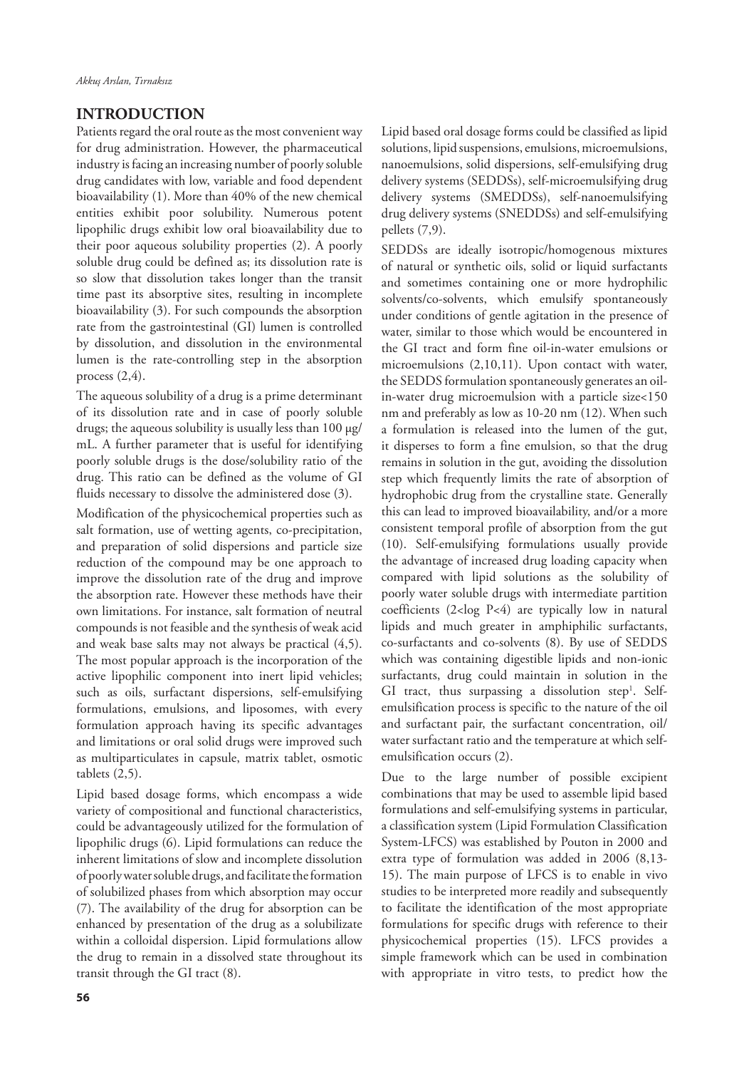## INTRODUCTION

Patients regard the oral route as the most convenient way for drug administration. However, the pharmaceutical industry is facing an increasing number of poorly soluble drug candidates with low, variable and food dependent bioavailability (1). More than 40% of the new chemical entities exhibit poor solubility. Numerous potent lipophilic drugs exhibit low oral bioavailability due to their poor aqueous solubility properties (2). A poorly soluble drug could be defined as; its dissolution rate is so slow that dissolution takes longer than the transit time past its absorptive sites, resulting in incomplete bioavailability (3). For such compounds the absorption rate from the gastrointestinal (GI) lumen is controlled by dissolution, and dissolution in the environmental lumen is the rate-controlling step in the absorption process (2,4).

The aqueous solubility of a drug is a prime determinant of its dissolution rate and in case of poorly soluble drugs; the aqueous solubility is usually less than 100 µg/mL. A further parameter that is useful for identifying poorly soluble drugs is the dose/solubility ratio of the drug. This ratio can be defined as the volume of GI fluids necessary to dissolve the administered dose (3).

Modification of the physicochemical properties such as salt formation, use of wetting agents, co-precipitation, and preparation of solid dispersions and particle size reduction of the compound may be one approach to improve the dissolution rate of the drug and improve the absorption rate. However these methods have their own limitations. For instance, salt formation of neutral compounds is not feasible and the synthesis of weak acid and weak base salts may not always be practical (4,5). The most popular approach is the incorporation of the active lipophilic component into inert lipid vehicles; such as oils, surfactant dispersions, self-emulsifying formulations, emulsions, and liposomes, with every formulation approach having its specific advantages and limitations or oral solid drugs were improved such as multiparticulates in capsule, matrix tablet, osmotic tablets (2,5).

Lipid based dosage forms, which encompass a wide variety of compositional and functional characteristics, could be advantageously utilized for the formulation of lipophilic drugs (6). Lipid formulations can reduce the inherent limitations of slow and incomplete dissolution of poorly water soluble drugs, and facilitate the formation of solubilized phases from which absorption may occur (7). The availability of the drug for absorption can be enhanced by presentation of the drug as a solubilizate within a colloidal dispersion. Lipid formulations allow the drug to remain in a dissolved state throughout its transit through the GI tract (8).

Lipid based oral dosage forms could be classified as lipid solutions, lipid suspensions, emulsions, microemulsions, nanoemulsions, solid dispersions, self-emulsifying drug delivery systems (SEDDSs), self-microemulsifying drug delivery systems (SMEDDSs), self-nanoemulsifying drug delivery systems (SNEDDSs) and self-emulsifying pellets (7,9).

SEDDSs are ideally isotropic/homogenous mixtures of natural or synthetic oils, solid or liquid surfactants and sometimes containing one or more hydrophilic solvents/co-solvents, which emulsify spontaneously under conditions of gentle agitation in the presence of water, similar to those which would be encountered in the GI tract and form fine oil-in-water emulsions or microemulsions (2,10,11). Upon contact with water, the SEDDS formulation spontaneously generates an oil-in-water drug microemulsion with a particle size<150 nm and preferably as low as 10-20 nm (12). When such a formulation is released into the lumen of the gut, it disperses to form a fine emulsion, so that the drug remains in solution in the gut, avoiding the dissolution step which frequently limits the rate of absorption of hydrophobic drug from the crystalline state. Generally this can lead to improved bioavailability, and/or a more consistent temporal profile of absorption from the gut (10). Self-emulsifying formulations usually provide the advantage of increased drug loading capacity when compared with lipid solutions as the solubility of poorly water soluble drugs with intermediate partition coefficients ($2<\log P<4$) are typically low in natural lipids and much greater in amphiphilic surfactants, co-surfactants and co-solvents (8). By use of SEDDS which was containing digestible lipids and non-ionic surfactants, drug could maintain in solution in the GI tract, thus surpassing a dissolution step[1]. Self-emulsification process is specific to the nature of the oil and surfactant pair, the surfactant concentration, oil/water surfactant ratio and the temperature at which self-emulsification occurs (2).

Due to the large number of possible excipient combinations that may be used to assemble lipid based formulations and self-emulsifying systems in particular, a classification system (Lipid Formulation Classification System-LFCS) was established by Pouton in 2000 and extra type of formulation was added in 2006 (8,13-15). The main purpose of LFCS is to enable in vivo studies to be interpreted more readily and subsequently to facilitate the identification of the most appropriate formulations for specific drugs with reference to their physicochemical properties (15). LFCS provides a simple framework which can be used in combination with appropriate in vitro tests, to predict how the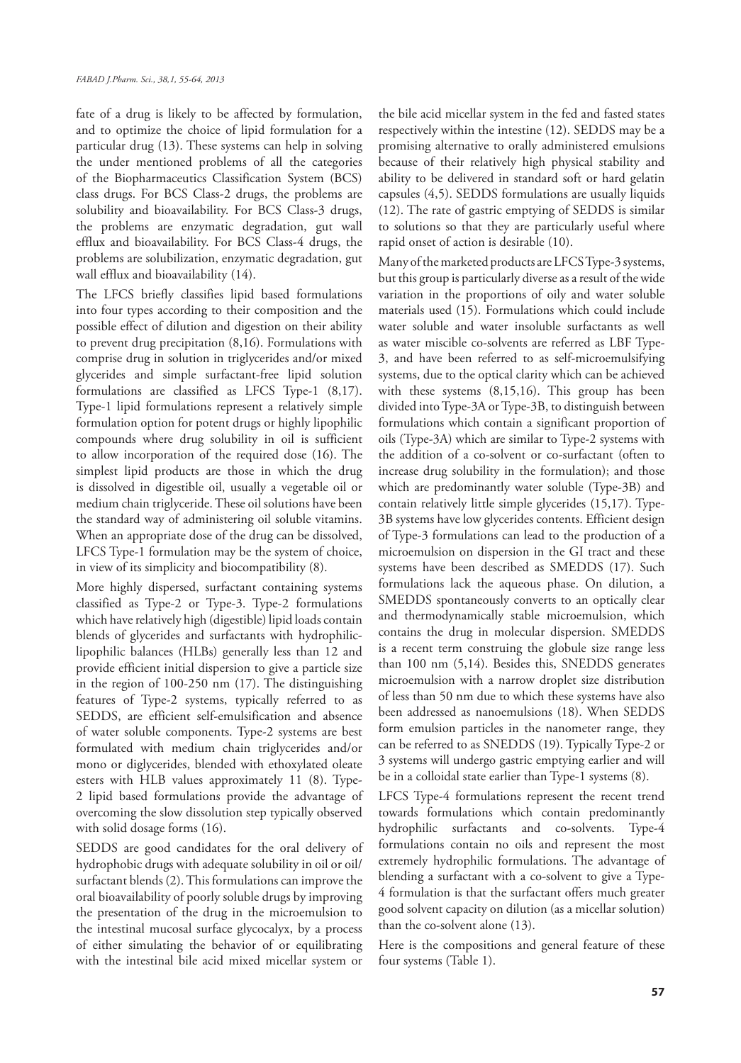fate of a drug is likely to be affected by formulation, and to optimize the choice of lipid formulation for a particular drug (13). These systems can help in solving the under mentioned problems of all the categories of the Biopharmaceutics Classification System (BCS) class drugs. For BCS Class-2 drugs, the problems are solubility and bioavailability. For BCS Class-3 drugs, the problems are enzymatic degradation, gut wall efflux and bioavailability. For BCS Class-4 drugs, the problems are solubilization, enzymatic degradation, gut wall efflux and bioavailability (14).

The LFCS briefly classifies lipid based formulations into four types according to their composition and the possible effect of dilution and digestion on their ability to prevent drug precipitation (8,16). Formulations with comprise drug in solution in triglycerides and/or mixed glycerides and simple surfactant-free lipid solution formulations are classified as LFCS Type-1 (8,17). Type-1 lipid formulations represent a relatively simple formulation option for potent drugs or highly lipophilic compounds where drug solubility in oil is sufficient to allow incorporation of the required dose (16). The simplest lipid products are those in which the drug is dissolved in digestible oil, usually a vegetable oil or medium chain triglyceride. These oil solutions have been the standard way of administering oil soluble vitamins. When an appropriate dose of the drug can be dissolved, LFCS Type-1 formulation may be the system of choice, in view of its simplicity and biocompatibility (8).

More highly dispersed, surfactant containing systems classified as Type-2 or Type-3. Type-2 formulations which have relatively high (digestible) lipid loads contain blends of glycerides and surfactants with hydrophilic-lipophilic balances (HLBs) generally less than 12 and provide efficient initial dispersion to give a particle size in the region of 100-250 nm (17). The distinguishing features of Type-2 systems, typically referred to as SEDDS, are efficient self-emulsification and absence of water soluble components. Type-2 systems are best formulated with medium chain triglycerides and/or mono or diglycerides, blended with ethoxylated oleate esters with HLB values approximately 11 (8). Type-2 lipid based formulations provide the advantage of overcoming the slow dissolution step typically observed with solid dosage forms (16).

SEDDS are good candidates for the oral delivery of hydrophobic drugs with adequate solubility in oil or oil/surfactant blends (2). This formulations can improve the oral bioavailability of poorly soluble drugs by improving the presentation of the drug in the microemulsion to the intestinal mucosal surface glycocalyx, by a process of either simulating the behavior of or equilibrating with the intestinal bile acid mixed micellar system or the bile acid micellar system in the fed and fasted states respectively within the intestine (12). SEDDS may be a promising alternative to orally administered emulsions because of their relatively high physical stability and ability to be delivered in standard soft or hard gelatin capsules (4,5). SEDDS formulations are usually liquids (12). The rate of gastric emptying of SEDDS is similar to solutions so that they are particularly useful where rapid onset of action is desirable (10).

Many of the marketed products are LFCS Type-3 systems, but this group is particularly diverse as a result of the wide variation in the proportions of oily and water soluble materials used (15). Formulations which could include water soluble and water insoluble surfactants as well as water miscible co-solvents are referred as LBF Type-3, and have been referred to as self-microemulsifying systems, due to the optical clarity which can be achieved with these systems (8,15,16). This group has been divided into Type-3A or Type-3B, to distinguish between formulations which contain a significant proportion of oils (Type-3A) which are similar to Type-2 systems with the addition of a co-solvent or co-surfactant (often to increase drug solubility in the formulation); and those which are predominantly water soluble (Type-3B) and contain relatively little simple glycerides (15,17). Type-3B systems have low glycerides contents. Efficient design of Type-3 formulations can lead to the production of a microemulsion on dispersion in the GI tract and these systems have been described as SMEDDS (17). Such formulations lack the aqueous phase. On dilution, a SMEDDS spontaneously converts to an optically clear and thermodynamically stable microemulsion, which contains the drug in molecular dispersion. SMEDDS is a recent term construing the globule size range less than 100 nm (5,14). Besides this, SNEDDS generates microemulsion with a narrow droplet size distribution of less than 50 nm due to which these systems have also been addressed as nanoemulsions (18). When SEDDS form emulsion particles in the nanometer range, they can be referred to as SNEDDS (19). Typically Type-2 or 3 systems will undergo gastric emptying earlier and will be in a colloidal state earlier than Type-1 systems (8).

LFCS Type-4 formulations represent the recent trend towards formulations which contain predominantly hydrophilic surfactants and co-solvents. Type-4 formulations contain no oils and represent the most extremely hydrophilic formulations. The advantage of blending a surfactant with a co-solvent to give a Type-4 formulation is that the surfactant offers much greater good solvent capacity on dilution (as a micellar solution) than the co-solvent alone (13).

Here is the compositions and general feature of these four systems (Table 1).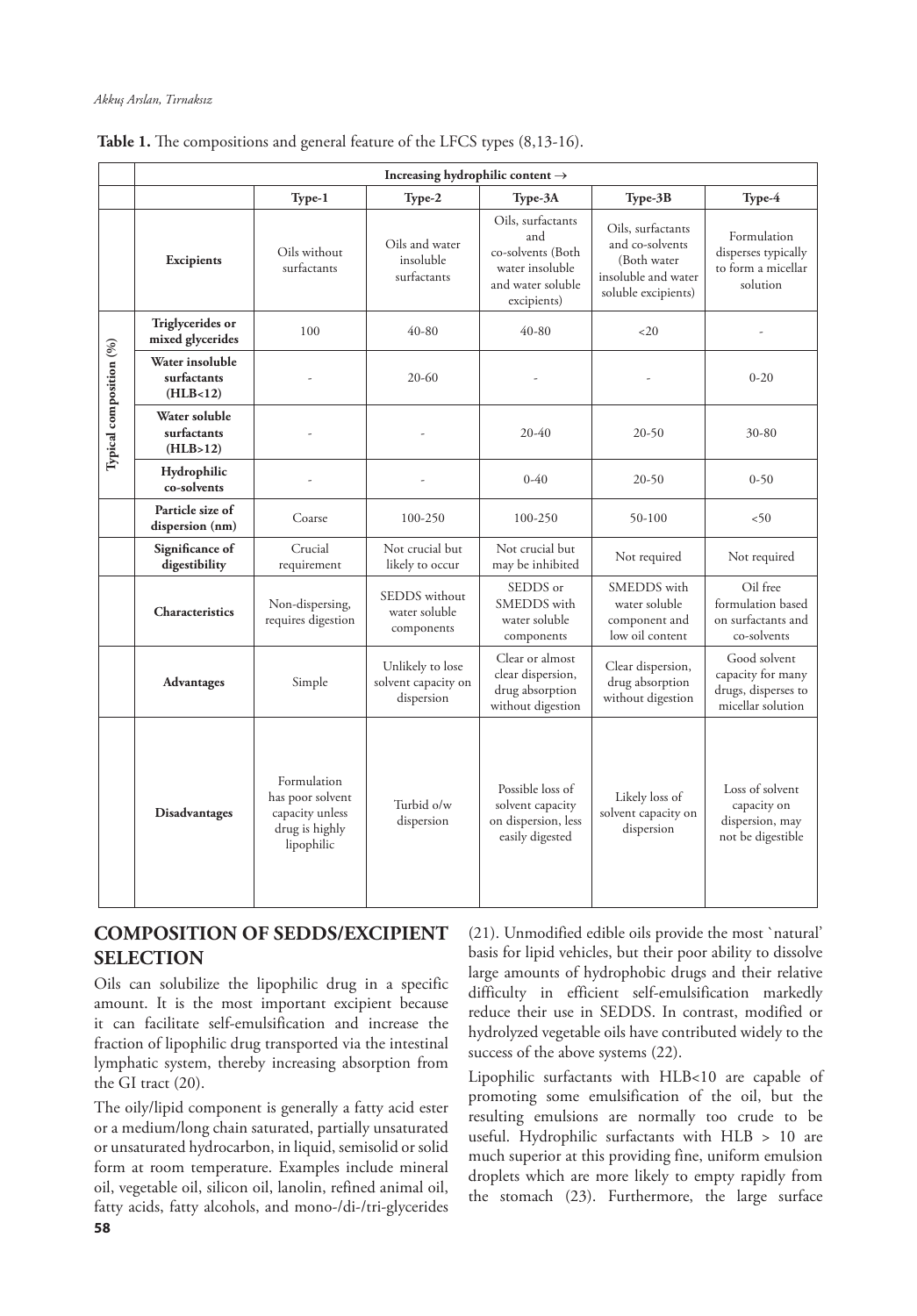**Table 1.** The compositions and general feature of the LFCS types (8,13-16).

| | | Increasing hydrophilic content → | | | | |
|---|---|---|---|---|---|---|
| | | **Type-1** | **Type-2** | **Type-3A** | **Type-3B** | **Type-4** |
| | **Excipients** | Oils without surfactants | Oils and water insoluble surfactants | Oils, surfactants and co-solvents (Both water insoluble and water soluble excipients) | Oils, surfactants and co-solvents (Both water insoluble and water soluble excipients) | Formulation disperses typically to form a micellar solution |
| **Typical composition (%)** | **Triglycerides or mixed glycerides** | 100 | 40-80 | 40-80 | <20 | - |
| | **Water insoluble surfactants (HLB<12)** | - | 20-60 | - | - | 0-20 |
| | **Water soluble surfactants (HLB>12)** | - | - | 20-40 | 20-50 | 30-80 |
| | **Hydrophilic co-solvents** | - | - | 0-40 | 20-50 | 0-50 |
| | **Particle size of dispersion (nm)** | Coarse | 100-250 | 100-250 | 50-100 | <50 |
| | **Significance of digestibility** | Crucial requirement | Not crucial but likely to occur | Not crucial but may be inhibited | Not required | Not required |
| | **Characteristics** | Non-dispersing, requires digestion | SEDDS without water soluble components | SEDDS or SMEDDS with water soluble components | SMEDDS with water soluble component and low oil content | Oil free formulation based on surfactants and co-solvents |
| | **Advantages** | Simple | Unlikely to lose solvent capacity on dispersion | Clear or almost clear dispersion, drug absorption without digestion | Clear dispersion, drug absorption without digestion | Good solvent capacity for many drugs, disperses to micellar solution |
| | **Disadvantages** | Formulation has poor solvent capacity unless drug is highly lipophilic | Turbid o/w dispersion | Possible loss of solvent capacity on dispersion, less easily digested | Likely loss of solvent capacity on dispersion | Loss of solvent capacity on dispersion, may not be digestible |

## COMPOSITION OF SEDDS/EXCIPIENT SELECTION

Oils can solubilize the lipophilic drug in a specific amount. It is the most important excipient because it can facilitate self-emulsification and increase the fraction of lipophilic drug transported via the intestinal lymphatic system, thereby increasing absorption from the GI tract (20).

The oily/lipid component is generally a fatty acid ester or a medium/long chain saturated, partially unsaturated or unsaturated hydrocarbon, in liquid, semisolid or solid form at room temperature. Examples include mineral oil, vegetable oil, silicon oil, lanolin, refined animal oil, fatty acids, fatty alcohols, and mono-/di-/tri-glycerides (21). Unmodified edible oils provide the most `natural' basis for lipid vehicles, but their poor ability to dissolve large amounts of hydrophobic drugs and their relative difficulty in efficient self-emulsification markedly reduce their use in SEDDS. In contrast, modified or hydrolyzed vegetable oils have contributed widely to the success of the above systems (22).

Lipophilic surfactants with HLB<10 are capable of promoting some emulsification of the oil, but the resulting emulsions are normally too crude to be useful. Hydrophilic surfactants with HLB > 10 are much superior at this providing fine, uniform emulsion droplets which are more likely to empty rapidly from the stomach (23). Furthermore, the large surface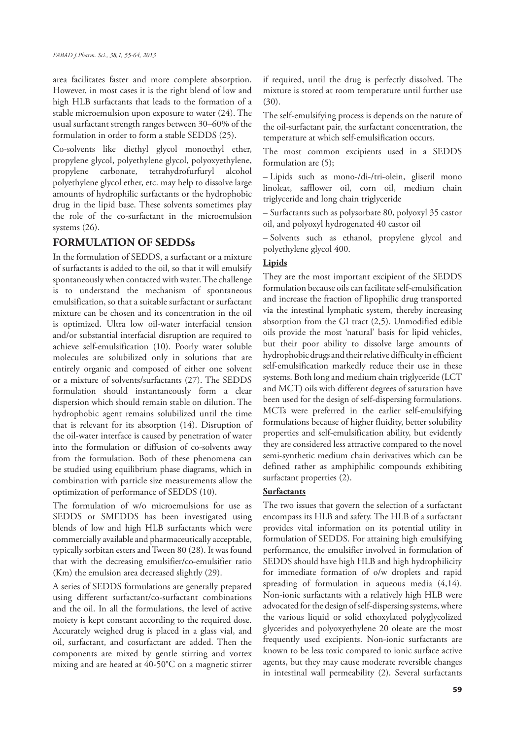area facilitates faster and more complete absorption. However, in most cases it is the right blend of low and high HLB surfactants that leads to the formation of a stable microemulsion upon exposure to water (24). The usual surfactant strength ranges between 30–60% of the formulation in order to form a stable SEDDS (25).

Co-solvents like diethyl glycol monoethyl ether, propylene glycol, polyethylene glycol, polyoxyethylene, propylene carbonate, tetrahydrofurfuryl alcohol polyethylene glycol ether, etc. may help to dissolve large amounts of hydrophilic surfactants or the hydrophobic drug in the lipid base. These solvents sometimes play the role of the co-surfactant in the microemulsion systems (26).

## FORMULATION OF SEDDSs

In the formulation of SEDDS, a surfactant or a mixture of surfactants is added to the oil, so that it will emulsify spontaneously when contacted with water. The challenge is to understand the mechanism of spontaneous emulsification, so that a suitable surfactant or surfactant mixture can be chosen and its concentration in the oil is optimized. Ultra low oil-water interfacial tension and/or substantial interfacial disruption are required to achieve self-emulsification (10). Poorly water soluble molecules are solubilized only in solutions that are entirely organic and composed of either one solvent or a mixture of solvents/surfactants (27). The SEDDS formulation should instantaneously form a clear dispersion which should remain stable on dilution. The hydrophobic agent remains solubilized until the time that is relevant for its absorption (14). Disruption of the oil-water interface is caused by penetration of water into the formulation or diffusion of co-solvents away from the formulation. Both of these phenomena can be studied using equilibrium phase diagrams, which in combination with particle size measurements allow the optimization of performance of SEDDS (10).

The formulation of w/o microemulsions for use as SEDDS or SMEDDS has been investigated using blends of low and high HLB surfactants which were commercially available and pharmaceutically acceptable, typically sorbitan esters and Tween 80 (28). It was found that with the decreasing emulsifier/co-emulsifier ratio (Km) the emulsion area decreased slightly (29).

A series of SEDDS formulations are generally prepared using different surfactant/co-surfactant combinations and the oil. In all the formulations, the level of active moiety is kept constant according to the required dose. Accurately weighed drug is placed in a glass vial, and oil, surfactant, and cosurfactant are added. Then the components are mixed by gentle stirring and vortex mixing and are heated at 40-50°C on a magnetic stirrer if required, until the drug is perfectly dissolved. The mixture is stored at room temperature until further use (30).

The self-emulsifying process is depends on the nature of the oil-surfactant pair, the surfactant concentration, the temperature at which self-emulsification occurs.

The most common excipients used in a SEDDS formulation are (5);

– Lipids such as mono-/di-/tri-olein, gliseril mono linoleat, safflower oil, corn oil, medium chain triglyceride and long chain triglyceride

– Surfactants such as polysorbate 80, polyoxyl 35 castor oil, and polyoxyl hydrogenated 40 castor oil

– Solvents such as ethanol, propylene glycol and polyethylene glycol 400.

### Lipids

They are the most important excipient of the SEDDS formulation because oils can facilitate self-emulsification and increase the fraction of lipophilic drug transported via the intestinal lymphatic system, thereby increasing absorption from the GI tract (2,5). Unmodified edible oils provide the most 'natural' basis for lipid vehicles, but their poor ability to dissolve large amounts of hydrophobic drugs and their relative difficulty in efficient self-emulsification markedly reduce their use in these systems. Both long and medium chain triglyceride (LCT and MCT) oils with different degrees of saturation have been used for the design of self-dispersing formulations. MCTs were preferred in the earlier self-emulsifying formulations because of higher fluidity, better solubility properties and self-emulsification ability, but evidently they are considered less attractive compared to the novel semi-synthetic medium chain derivatives which can be defined rather as amphiphilic compounds exhibiting surfactant properties (2).

### Surfactants

The two issues that govern the selection of a surfactant encompass its HLB and safety. The HLB of a surfactant provides vital information on its potential utility in formulation of SEDDS. For attaining high emulsifying performance, the emulsifier involved in formulation of SEDDS should have high HLB and high hydrophilicity for immediate formation of o/w droplets and rapid spreading of formulation in aqueous media (4,14). Non-ionic surfactants with a relatively high HLB were advocated for the design of self-dispersing systems, where the various liquid or solid ethoxylated polyglycolized glycerides and polyoxyethylene 20 oleate are the most frequently used excipients. Non-ionic surfactants are known to be less toxic compared to ionic surface active agents, but they may cause moderate reversible changes in intestinal wall permeability (2). Several surfactants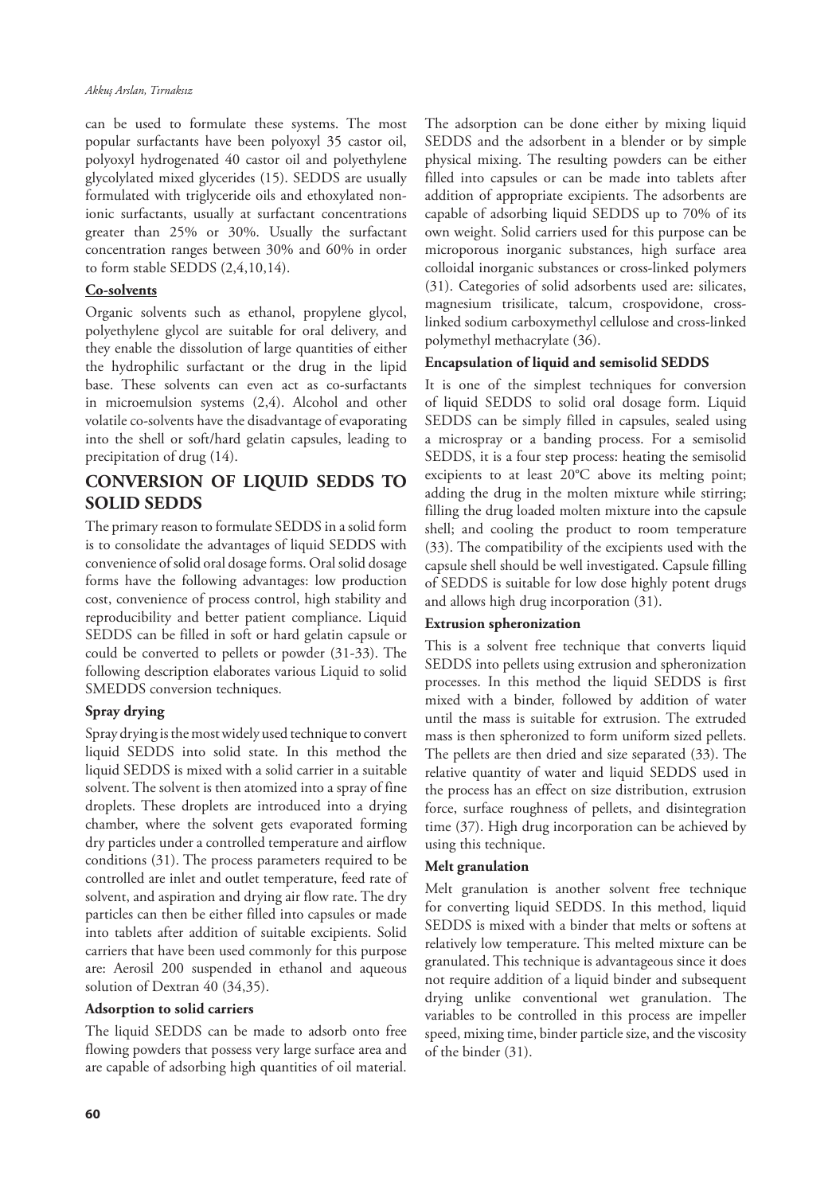can be used to formulate these systems. The most popular surfactants have been polyoxyl 35 castor oil, polyoxyl hydrogenated 40 castor oil and polyethylene glycolylated mixed glycerides (15). SEDDS are usually formulated with triglyceride oils and ethoxylated non-ionic surfactants, usually at surfactant concentrations greater than 25% or 30%. Usually the surfactant concentration ranges between 30% and 60% in order to form stable SEDDS (2,4,10,14).

**Co-solvents**

Organic solvents such as ethanol, propylene glycol, polyethylene glycol are suitable for oral delivery, and they enable the dissolution of large quantities of either the hydrophilic surfactant or the drug in the lipid base. These solvents can even act as co-surfactants in microemulsion systems (2,4). Alcohol and other volatile co-solvents have the disadvantage of evaporating into the shell or soft/hard gelatin capsules, leading to precipitation of drug (14).

## CONVERSION OF LIQUID SEDDS TO SOLID SEDDS

The primary reason to formulate SEDDS in a solid form is to consolidate the advantages of liquid SEDDS with convenience of solid oral dosage forms. Oral solid dosage forms have the following advantages: low production cost, convenience of process control, high stability and reproducibility and better patient compliance. Liquid SEDDS can be filled in soft or hard gelatin capsule or could be converted to pellets or powder (31-33). The following description elaborates various Liquid to solid SMEDDS conversion techniques.

### Spray drying

Spray drying is the most widely used technique to convert liquid SEDDS into solid state. In this method the liquid SEDDS is mixed with a solid carrier in a suitable solvent. The solvent is then atomized into a spray of fine droplets. These droplets are introduced into a drying chamber, where the solvent gets evaporated forming dry particles under a controlled temperature and airflow conditions (31). The process parameters required to be controlled are inlet and outlet temperature, feed rate of solvent, and aspiration and drying air flow rate. The dry particles can then be either filled into capsules or made into tablets after addition of suitable excipients. Solid carriers that have been used commonly for this purpose are: Aerosil 200 suspended in ethanol and aqueous solution of Dextran 40 (34,35).

### Adsorption to solid carriers

The liquid SEDDS can be made to adsorb onto free flowing powders that possess very large surface area and are capable of adsorbing high quantities of oil material. The adsorption can be done either by mixing liquid SEDDS and the adsorbent in a blender or by simple physical mixing. The resulting powders can be either filled into capsules or can be made into tablets after addition of appropriate excipients. The adsorbents are capable of adsorbing liquid SEDDS up to 70% of its own weight. Solid carriers used for this purpose can be microporous inorganic substances, high surface area colloidal inorganic substances or cross-linked polymers (31). Categories of solid adsorbents used are: silicates, magnesium trisilicate, talcum, crospovidone, cross-linked sodium carboxymethyl cellulose and cross-linked polymethyl methacrylate (36).

### Encapsulation of liquid and semisolid SEDDS

It is one of the simplest techniques for conversion of liquid SEDDS to solid oral dosage form. Liquid SEDDS can be simply filled in capsules, sealed using a microspray or a banding process. For a semisolid SEDDS, it is a four step process: heating the semisolid excipients to at least 20°C above its melting point; adding the drug in the molten mixture while stirring; filling the drug loaded molten mixture into the capsule shell; and cooling the product to room temperature (33). The compatibility of the excipients used with the capsule shell should be well investigated. Capsule filling of SEDDS is suitable for low dose highly potent drugs and allows high drug incorporation (31).

### Extrusion spheronization

This is a solvent free technique that converts liquid SEDDS into pellets using extrusion and spheronization processes. In this method the liquid SEDDS is first mixed with a binder, followed by addition of water until the mass is suitable for extrusion. The extruded mass is then spheronized to form uniform sized pellets. The pellets are then dried and size separated (33). The relative quantity of water and liquid SEDDS used in the process has an effect on size distribution, extrusion force, surface roughness of pellets, and disintegration time (37). High drug incorporation can be achieved by using this technique.

### Melt granulation

Melt granulation is another solvent free technique for converting liquid SEDDS. In this method, liquid SEDDS is mixed with a binder that melts or softens at relatively low temperature. This melted mixture can be granulated. This technique is advantageous since it does not require addition of a liquid binder and subsequent drying unlike conventional wet granulation. The variables to be controlled in this process are impeller speed, mixing time, binder particle size, and the viscosity of the binder (31).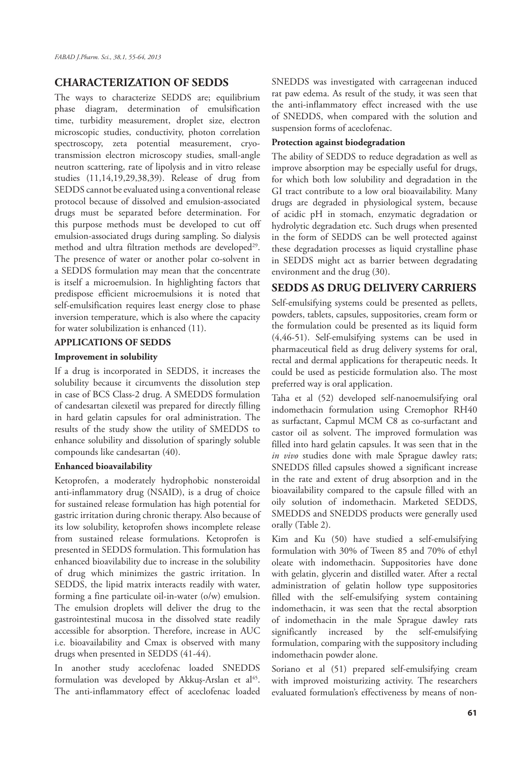## CHARACTERIZATION OF SEDDS

The ways to characterize SEDDS are; equilibrium phase diagram, determination of emulsification time, turbidity measurement, droplet size, electron microscopic studies, conductivity, photon correlation spectroscopy, zeta potential measurement, cryo-transmission electron microscopy studies, small-angle neutron scattering, rate of lipolysis and in vitro release studies (11,14,19,29,38,39). Release of drug from SEDDS cannot be evaluated using a conventional release protocol because of dissolved and emulsion-associated drugs must be separated before determination. For this purpose methods must be developed to cut off emulsion-associated drugs during sampling. So dialysis method and ultra filtration methods are developed[29]. The presence of water or another polar co-solvent in a SEDDS formulation may mean that the concentrate is itself a microemulsion. In highlighting factors that predispose efficient microemulsions it is noted that self-emulsification requires least energy close to phase inversion temperature, which is also where the capacity for water solubilization is enhanced (11).

### APPLICATIONS OF SEDDS

#### Improvement in solubility

If a drug is incorporated in SEDDS, it increases the solubility because it circumvents the dissolution step in case of BCS Class-2 drug. A SMEDDS formulation of candesartan cilexetil was prepared for directly filling in hard gelatin capsules for oral administration. The results of the study show the utility of SMEDDS to enhance solubility and dissolution of sparingly soluble compounds like candesartan (40).

#### Enhanced bioavailability

Ketoprofen, a moderately hydrophobic nonsteroidal anti-inflammatory drug (NSAID), is a drug of choice for sustained release formulation has high potential for gastric irritation during chronic therapy. Also because of its low solubility, ketoprofen shows incomplete release from sustained release formulations. Ketoprofen is presented in SEDDS formulation. This formulation has enhanced bioavailability due to increase in the solubility of drug which minimizes the gastric irritation. In SEDDS, the lipid matrix interacts readily with water, forming a fine particulate oil-in-water (o/w) emulsion. The emulsion droplets will deliver the drug to the gastrointestinal mucosa in the dissolved state readily accessible for absorption. Therefore, increase in AUC i.e. bioavailability and Cmax is observed with many drugs when presented in SEDDS (41-44).

In another study aceclofenac loaded SNEDDS formulation was developed by Akkuş-Arslan et al[45]. The anti-inflammatory effect of aceclofenac loaded SNEDDS was investigated with carrageenan induced rat paw edema. As result of the study, it was seen that the anti-inflammatory effect increased with the use of SNEDDS, when compared with the solution and suspension forms of aceclofenac.

#### Protection against biodegradation

The ability of SEDDS to reduce degradation as well as improve absorption may be especially useful for drugs, for which both low solubility and degradation in the GI tract contribute to a low oral bioavailability. Many drugs are degraded in physiological system, because of acidic pH in stomach, enzymatic degradation or hydrolytic degradation etc. Such drugs when presented in the form of SEDDS can be well protected against these degradation processes as liquid crystalline phase in SEDDS might act as barrier between degradating environment and the drug (30).

## SEDDS AS DRUG DELIVERY CARRIERS

Self-emulsifying systems could be presented as pellets, powders, tablets, capsules, suppositories, cream form or the formulation could be presented as its liquid form (4,46-51). Self-emulsifying systems can be used in pharmaceutical field as drug delivery systems for oral, rectal and dermal applications for therapeutic needs. It could be used as pesticide formulation also. The most preferred way is oral application.

Taha et al (52) developed self-nanoemulsifying oral indomethacin formulation using Cremophor RH40 as surfactant, Capmul MCM C8 as co-surfactant and castor oil as solvent. The improved formulation was filled into hard gelatin capsules. It was seen that in the *in vivo* studies done with male Sprague dawley rats; SNEDDS filled capsules showed a significant increase in the rate and extent of drug absorption and in the bioavailability compared to the capsule filled with an oily solution of indomethacin. Marketed SEDDS, SMEDDS and SNEDDS products were generally used orally (Table 2).

Kim and Ku (50) have studied a self-emulsifying formulation with 30% of Tween 85 and 70% of ethyl oleate with indomethacin. Suppositories have done with gelatin, glycerin and distilled water. After a rectal administration of gelatin hollow type suppositories filled with the self-emulsifying system containing indomethacin, it was seen that the rectal absorption of indomethacin in the male Sprague dawley rats significantly increased by the self-emulsifying formulation, comparing with the suppository including indomethacin powder alone.

Soriano et al (51) prepared self-emulsifying cream with improved moisturizing activity. The researchers evaluated formulation's effectiveness by means of non-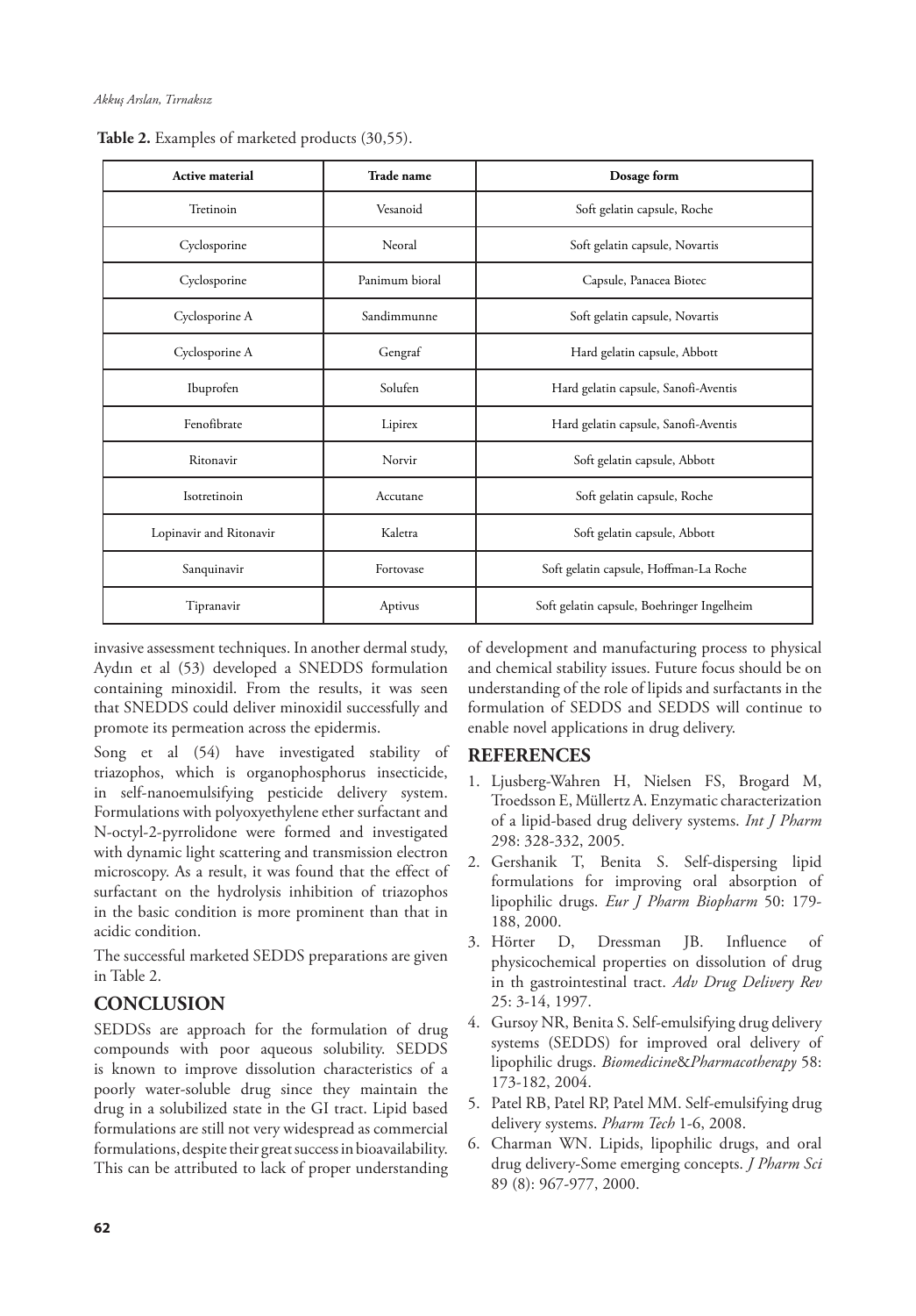**Table 2.** Examples of marketed products (30,55).

| Active material | Trade name | Dosage form |
|---|---|---|
| Tretinoin | Vesanoid | Soft gelatin capsule, Roche |
| Cyclosporine | Neoral | Soft gelatin capsule, Novartis |
| Cyclosporine | Panimum bioral | Capsule, Panacea Biotec |
| Cyclosporine A | Sandimmunne | Soft gelatin capsule, Novartis |
| Cyclosporine A | Gengraf | Hard gelatin capsule, Abbott |
| Ibuprofen | Solufen | Hard gelatin capsule, Sanofi-Aventis |
| Fenofibrate | Lipirex | Hard gelatin capsule, Sanofi-Aventis |
| Ritonavir | Norvir | Soft gelatin capsule, Abbott |
| Isotretinoin | Accutane | Soft gelatin capsule, Roche |
| Lopinavir and Ritonavir | Kaletra | Soft gelatin capsule, Abbott |
| Sanquinavir | Fortovase | Soft gelatin capsule, Hoffman-La Roche |
| Tipranavir | Aptivus | Soft gelatin capsule, Boehringer Ingelheim |

invasive assessment techniques. In another dermal study, Aydın et al (53) developed a SNEDDS formulation containing minoxidil. From the results, it was seen that SNEDDS could deliver minoxidil successfully and promote its permeation across the epidermis.

Song et al (54) have investigated stability of triazophos, which is organophosphorus insecticide, in self-nanoemulsifying pesticide delivery system. Formulations with polyoxyethylene ether surfactant and N-octyl-2-pyrrolidone were formed and investigated with dynamic light scattering and transmission electron microscopy. As a result, it was found that the effect of surfactant on the hydrolysis inhibition of triazophos in the basic condition is more prominent than that in acidic condition.

The successful marketed SEDDS preparations are given in Table 2.

## CONCLUSION

SEDDSs are approach for the formulation of drug compounds with poor aqueous solubility. SEDDS is known to improve dissolution characteristics of a poorly water-soluble drug since they maintain the drug in a solubilized state in the GI tract. Lipid based formulations are still not very widespread as commercial formulations, despite their great success in bioavailability. This can be attributed to lack of proper understanding of development and manufacturing process to physical and chemical stability issues. Future focus should be on understanding of the role of lipids and surfactants in the formulation of SEDDS and SEDDS will continue to enable novel applications in drug delivery.

## REFERENCES

1. Ljusberg-Wahren H, Nielsen FS, Brogard M, Troedsson E, Müllertz A. Enzymatic characterization of a lipid-based drug delivery systems. *Int J Pharm* 298: 328-332, 2005.
2. Gershanik T, Benita S. Self-dispersing lipid formulations for improving oral absorption of lipophilic drugs. *Eur J Pharm Biopharm* 50: 179-188, 2000.
3. Hörter D, Dressman JB. Influence of physicochemical properties on dissolution of drug in th gastrointestinal tract. *Adv Drug Delivery Rev* 25: 3-14, 1997.
4. Gursoy NR, Benita S. Self-emulsifying drug delivery systems (SEDDS) for improved oral delivery of lipophilic drugs. *Biomedicine&Pharmacotherapy* 58: 173-182, 2004.
5. Patel RB, Patel RP, Patel MM. Self-emulsifying drug delivery systems. *Pharm Tech* 1-6, 2008.
6. Charman WN. Lipids, lipophilic drugs, and oral drug delivery-Some emerging concepts. *J Pharm Sci* 89 (8): 967-977, 2000.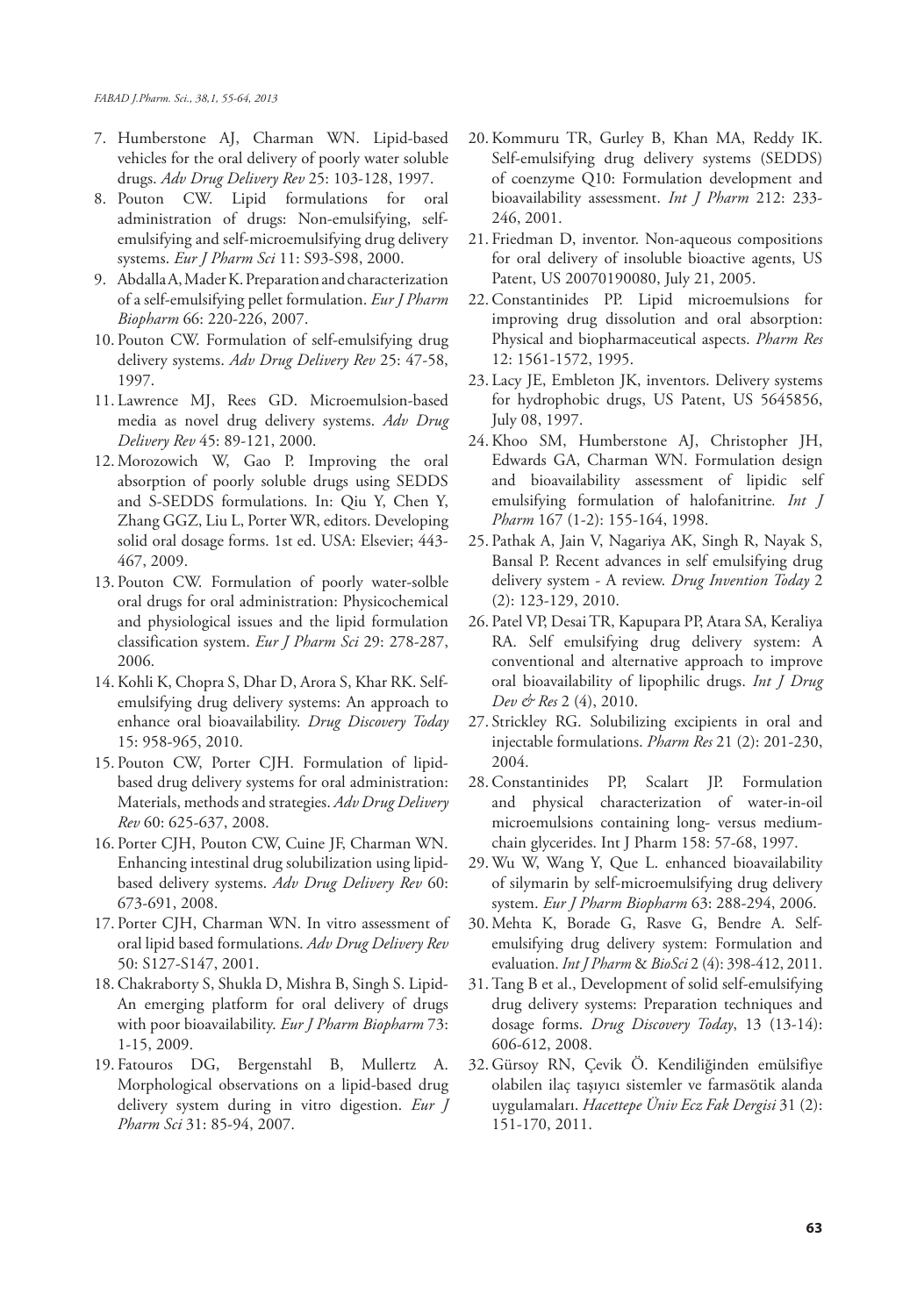7. Humberstone AJ, Charman WN. Lipid-based vehicles for the oral delivery of poorly water soluble drugs. *Adv Drug Delivery Rev* 25: 103-128, 1997.
8. Pouton CW. Lipid formulations for oral administration of drugs: Non-emulsifying, self-emulsifying and self-microemulsifying drug delivery systems. *Eur J Pharm Sci* 11: S93-S98, 2000.
9. Abdalla A, Mader K. Preparation and characterization of a self-emulsifying pellet formulation. *Eur J Pharm Biopharm* 66: 220-226, 2007.
10. Pouton CW. Formulation of self-emulsifying drug delivery systems. *Adv Drug Delivery Rev* 25: 47-58, 1997.
11. Lawrence MJ, Rees GD. Microemulsion-based media as novel drug delivery systems. *Adv Drug Delivery Rev* 45: 89-121, 2000.
12. Morozowich W, Gao P. Improving the oral absorption of poorly soluble drugs using SEDDS and S-SEDDS formulations. In: Qiu Y, Chen Y, Zhang GGZ, Liu L, Porter WR, editors. Developing solid oral dosage forms. 1st ed. USA: Elsevier; 443-467, 2009.
13. Pouton CW. Formulation of poorly water-solble oral drugs for oral administration: Physicochemical and physiological issues and the lipid formulation classification system. *Eur J Pharm Sci* 29: 278-287, 2006.
14. Kohli K, Chopra S, Dhar D, Arora S, Khar RK. Self-emulsifying drug delivery systems: An approach to enhance oral bioavailability. *Drug Discovery Today* 15: 958-965, 2010.
15. Pouton CW, Porter CJH. Formulation of lipid-based drug delivery systems for oral administration: Materials, methods and strategies. *Adv Drug Delivery Rev* 60: 625-637, 2008.
16. Porter CJH, Pouton CW, Cuine JF, Charman WN. Enhancing intestinal drug solubilization using lipid-based delivery systems. *Adv Drug Delivery Rev* 60: 673-691, 2008.
17. Porter CJH, Charman WN. In vitro assessment of oral lipid based formulations. *Adv Drug Delivery Rev* 50: S127-S147, 2001.
18. Chakraborty S, Shukla D, Mishra B, Singh S. Lipid-An emerging platform for oral delivery of drugs with poor bioavailability. *Eur J Pharm Biopharm* 73: 1-15, 2009.
19. Fatouros DG, Bergenstahl B, Mullertz A. Morphological observations on a lipid-based drug delivery system during in vitro digestion. *Eur J Pharm Sci* 31: 85-94, 2007.
20. Kommuru TR, Gurley B, Khan MA, Reddy IK. Self-emulsifying drug delivery systems (SEDDS) of coenzyme Q10: Formulation development and bioavailability assessment. *Int J Pharm* 212: 233-246, 2001.
21. Friedman D, inventor. Non-aqueous compositions for oral delivery of insoluble bioactive agents, US Patent, US 20070190080, July 21, 2005.
22. Constantinides PP. Lipid microemulsions for improving drug dissolution and oral absorption: Physical and biopharmaceutical aspects. *Pharm Res* 12: 1561-1572, 1995.
23. Lacy JE, Embleton JK, inventors. Delivery systems for hydrophobic drugs, US Patent, US 5645856, July 08, 1997.
24. Khoo SM, Humberstone AJ, Christopher JH, Edwards GA, Charman WN. Formulation design and bioavailability assessment of lipidic self emulsifying formulation of halofanitrine. *Int J Pharm* 167 (1-2): 155-164, 1998.
25. Pathak A, Jain V, Nagariya AK, Singh R, Nayak S, Bansal P. Recent advances in self emulsifying drug delivery system - A review. *Drug Invention Today* 2 (2): 123-129, 2010.
26. Patel VP, Desai TR, Kapupara PP, Atara SA, Keraliya RA. Self emulsifying drug delivery system: A conventional and alternative approach to improve oral bioavailability of lipophilic drugs. *Int J Drug Dev & Res* 2 (4), 2010.
27. Strickley RG. Solubilizing excipients in oral and injectable formulations. *Pharm Res* 21 (2): 201-230, 2004.
28. Constantinides PP, Scalart JP. Formulation and physical characterization of water-in-oil microemulsions containing long- versus medium-chain glycerides. Int J Pharm 158: 57-68, 1997.
29. Wu W, Wang Y, Que L. enhanced bioavailability of silymarin by self-microemulsifying drug delivery system. *Eur J Pharm Biopharm* 63: 288-294, 2006.
30. Mehta K, Borade G, Rasve G, Bendre A. Self-emulsifying drug delivery system: Formulation and evaluation. *Int J Pharm* & *BioSci* 2 (4): 398-412, 2011.
31. Tang B et al., Development of solid self-emulsifying drug delivery systems: Preparation techniques and dosage forms. *Drug Discovery Today*, 13 (13-14): 606-612, 2008.
32. Gürsoy RN, Çevik Ö. Kendiliğinden emülsifiye olabilen ilaç taşıyıcı sistemler ve farmasötik alanda uygulamaları. *Hacettepe Üniv Ecz Fak Dergisi* 31 (2): 151-170, 2011.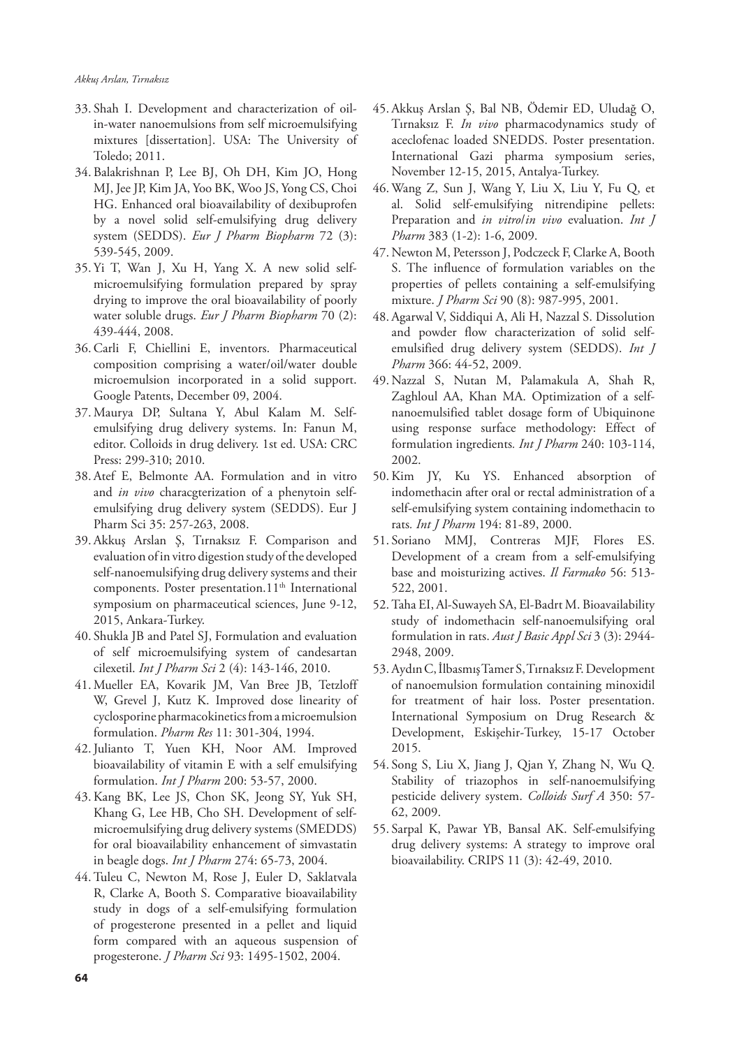33. Shah I. Development and characterization of oil-in-water nanoemulsions from self microemulsifying mixtures [dissertation]. USA: The University of Toledo; 2011.
34. Balakrishnan P, Lee BJ, Oh DH, Kim JO, Hong MJ, Jee JP, Kim JA, Yoo BK, Woo JS, Yong CS, Choi HG. Enhanced oral bioavailability of dexibuprofen by a novel solid self-emulsifying drug delivery system (SEDDS). *Eur J Pharm Biopharm* 72 (3): 539-545, 2009.
35. Yi T, Wan J, Xu H, Yang X. A new solid self-microemulsifying formulation prepared by spray drying to improve the oral bioavailability of poorly water soluble drugs. *Eur J Pharm Biopharm* 70 (2): 439-444, 2008.
36. Carli F, Chiellini E, inventors. Pharmaceutical composition comprising a water/oil/water double microemulsion incorporated in a solid support. Google Patents, December 09, 2004.
37. Maurya DP, Sultana Y, Abul Kalam M. Self-emulsifying drug delivery systems. In: Fanun M, editor. Colloids in drug delivery. 1st ed. USA: CRC Press: 299-310; 2010.
38. Atef E, Belmonte AA. Formulation and in vitro and *in vivo* characgterization of a phenytoin self-emulsifying drug delivery system (SEDDS). Eur J Pharm Sci 35: 257-263, 2008.
39. Akkuş Arslan Ş, Tırnaksız F. Comparison and evaluation of in vitro digestion study of the developed self-nanoemulsifying drug delivery systems and their components. Poster presentation.11th International symposium on pharmaceutical sciences, June 9-12, 2015, Ankara-Turkey.
40. Shukla JB and Patel SJ, Formulation and evaluation of self microemulsifying system of candesartan cilexetil. *Int J Pharm Sci* 2 (4): 143-146, 2010.
41. Mueller EA, Kovarik JM, Van Bree JB, Tetzloff W, Grevel J, Kutz K. Improved dose linearity of cyclosporine pharmacokinetics from a microemulsion formulation. *Pharm Res* 11: 301-304, 1994.
42. Julianto T, Yuen KH, Noor AM. Improved bioavailability of vitamin E with a self emulsifying formulation. *Int J Pharm* 200: 53-57, 2000.
43. Kang BK, Lee JS, Chon SK, Jeong SY, Yuk SH, Khang G, Lee HB, Cho SH. Development of self-microemulsifying drug delivery systems (SMEDDS) for oral bioavailability enhancement of simvastatin in beagle dogs. *Int J Pharm* 274: 65-73, 2004.
44. Tuleu C, Newton M, Rose J, Euler D, Saklatvala R, Clarke A, Booth S. Comparative bioavailability study in dogs of a self-emulsifying formulation of progesterone presented in a pellet and liquid form compared with an aqueous suspension of progesterone. *J Pharm Sci* 93: 1495-1502, 2004.
45. Akkuş Arslan Ş, Bal NB, Ödemir ED, Uludağ O, Tırnaksız F. *In vivo* pharmacodynamics study of aceclofenac loaded SNEDDS. Poster presentation. International Gazi pharma symposium series, November 12-15, 2015, Antalya-Turkey.
46. Wang Z, Sun J, Wang Y, Liu X, Liu Y, Fu Q, et al. Solid self-emulsifying nitrendipine pellets: Preparation and *in vitro*/*in vivo* evaluation. *Int J Pharm* 383 (1-2): 1-6, 2009.
47. Newton M, Petersson J, Podczeck F, Clarke A, Booth S. The influence of formulation variables on the properties of pellets containing a self-emulsifying mixture. *J Pharm Sci* 90 (8): 987-995, 2001.
48. Agarwal V, Siddiqui A, Ali H, Nazzal S. Dissolution and powder flow characterization of solid self-emulsified drug delivery system (SEDDS). *Int J Pharm* 366: 44-52, 2009.
49. Nazzal S, Nutan M, Palamakula A, Shah R, Zaghloul AA, Khan MA. Optimization of a self-nanoemulsified tablet dosage form of Ubiquinone using response surface methodology: Effect of formulation ingredients. *Int J Pharm* 240: 103-114, 2002.
50. Kim JY, Ku YS. Enhanced absorption of indomethacin after oral or rectal administration of a self-emulsifying system containing indomethacin to rats. *Int J Pharm* 194: 81-89, 2000.
51. Soriano MMJ, Contreras MJF, Flores ES. Development of a cream from a self-emulsifying base and moisturizing actives. *Il Farmako* 56: 513-522, 2001.
52. Taha EI, Al-Suwayeh SA, El-Badrt M. Bioavailability study of indomethacin self-nanoemulsifying oral formulation in rats. *Aust J Basic Appl Sci* 3 (3): 2944-2948, 2009.
53. Aydın C, İlbasmış Tamer S, Tırnaksız F. Development of nanoemulsion formulation containing minoxidil for treatment of hair loss. Poster presentation. International Symposium on Drug Research & Development, Eskişehir-Turkey, 15-17 October 2015.
54. Song S, Liu X, Jiang J, Qjan Y, Zhang N, Wu Q. Stability of triazophos in self-nanoemulsifying pesticide delivery system. *Colloids Surf A* 350: 57-62, 2009.
55. Sarpal K, Pawar YB, Bansal AK. Self-emulsifying drug delivery systems: A strategy to improve oral bioavailability. CRIPS 11 (3): 42-49, 2010.